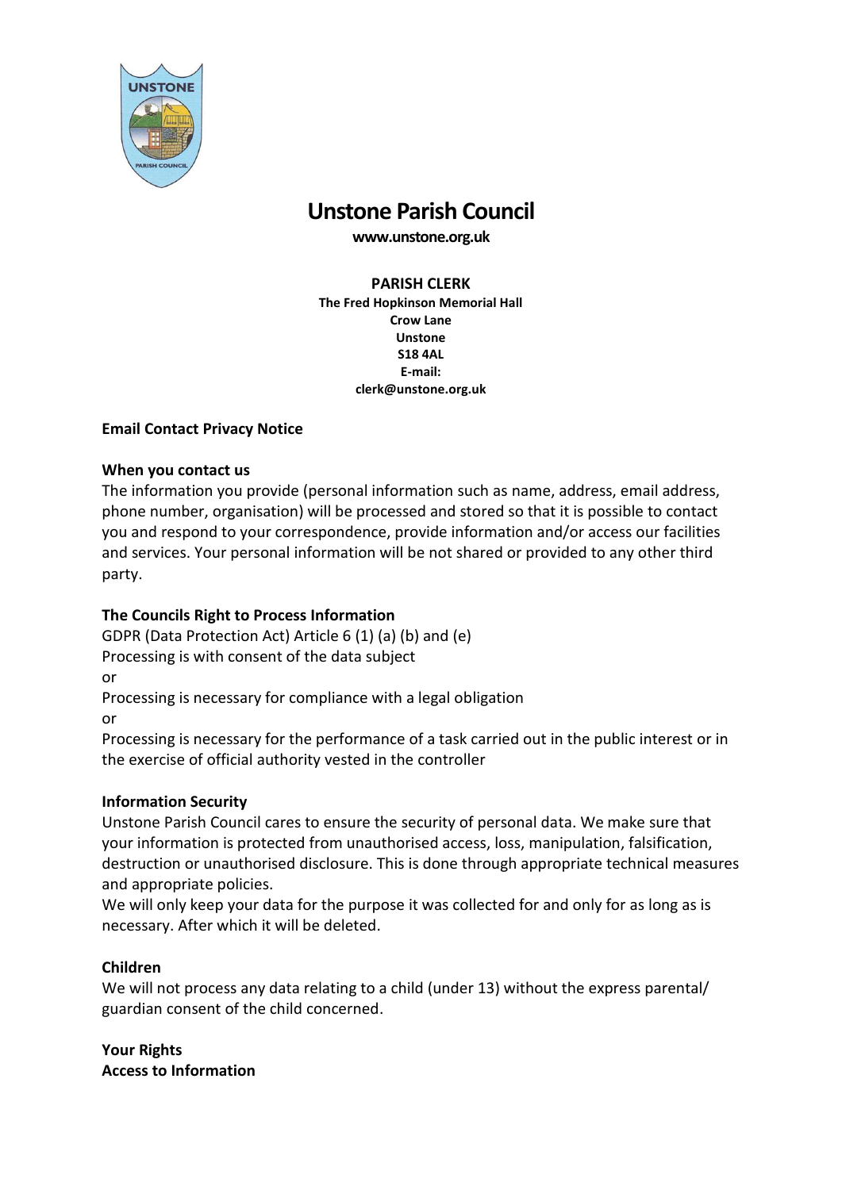# Unstone Parish Council

**www.unstone.org.uk**

**PARISH CLERK**
**The Fred Hopkinson Memorial Hall**
**Crow Lane**
**Unstone**
**S18 4AL**
**E-mail:**
**clerk@unstone.org.uk**

**Email Contact Privacy Notice**

**When you contact us**
The information you provide (personal information such as name, address, email address, phone number, organisation) will be processed and stored so that it is possible to contact you and respond to your correspondence, provide information and/or access our facilities and services. Your personal information will be not shared or provided to any other third party.

**The Councils Right to Process Information**
GDPR (Data Protection Act) Article 6 (1) (a) (b) and (e)
Processing is with consent of the data subject
or
Processing is necessary for compliance with a legal obligation
or
Processing is necessary for the performance of a task carried out in the public interest or in the exercise of official authority vested in the controller

**Information Security**
Unstone Parish Council cares to ensure the security of personal data. We make sure that your information is protected from unauthorised access, loss, manipulation, falsification, destruction or unauthorised disclosure. This is done through appropriate technical measures and appropriate policies.
We will only keep your data for the purpose it was collected for and only for as long as is necessary. After which it will be deleted.

**Children**
We will not process any data relating to a child (under 13) without the express parental/ guardian consent of the child concerned.

**Your Rights**
**Access to Information**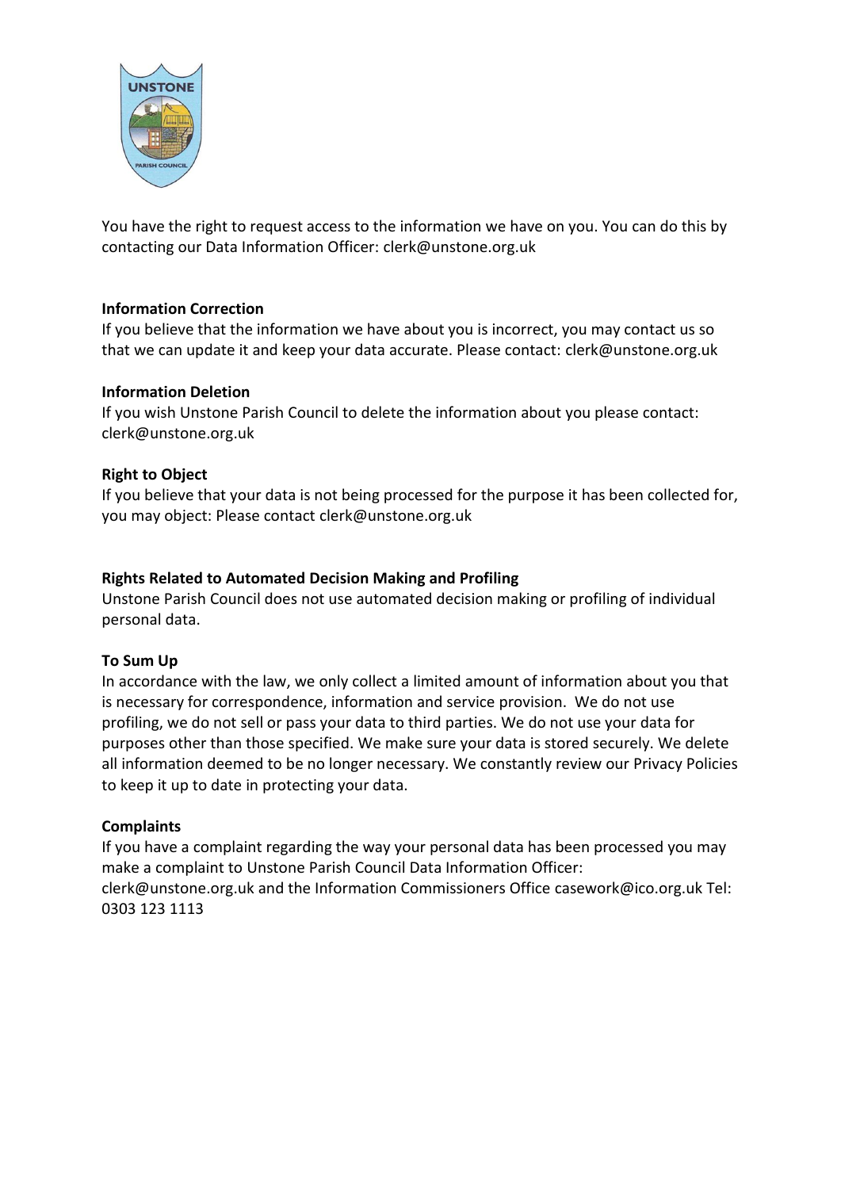You have the right to request access to the information we have on you. You can do this by contacting our Data Information Officer: clerk@unstone.org.uk

**Information Correction**

If you believe that the information we have about you is incorrect, you may contact us so that we can update it and keep your data accurate. Please contact: clerk@unstone.org.uk

**Information Deletion**

If you wish Unstone Parish Council to delete the information about you please contact: clerk@unstone.org.uk

**Right to Object**

If you believe that your data is not being processed for the purpose it has been collected for, you may object: Please contact clerk@unstone.org.uk

**Rights Related to Automated Decision Making and Profiling**

Unstone Parish Council does not use automated decision making or profiling of individual personal data.

**To Sum Up**

In accordance with the law, we only collect a limited amount of information about you that is necessary for correspondence, information and service provision. We do not use profiling, we do not sell or pass your data to third parties. We do not use your data for purposes other than those specified. We make sure your data is stored securely. We delete all information deemed to be no longer necessary. We constantly review our Privacy Policies to keep it up to date in protecting your data.

**Complaints**

If you have a complaint regarding the way your personal data has been processed you may make a complaint to Unstone Parish Council Data Information Officer: clerk@unstone.org.uk and the Information Commissioners Office casework@ico.org.uk Tel: 0303 123 1113